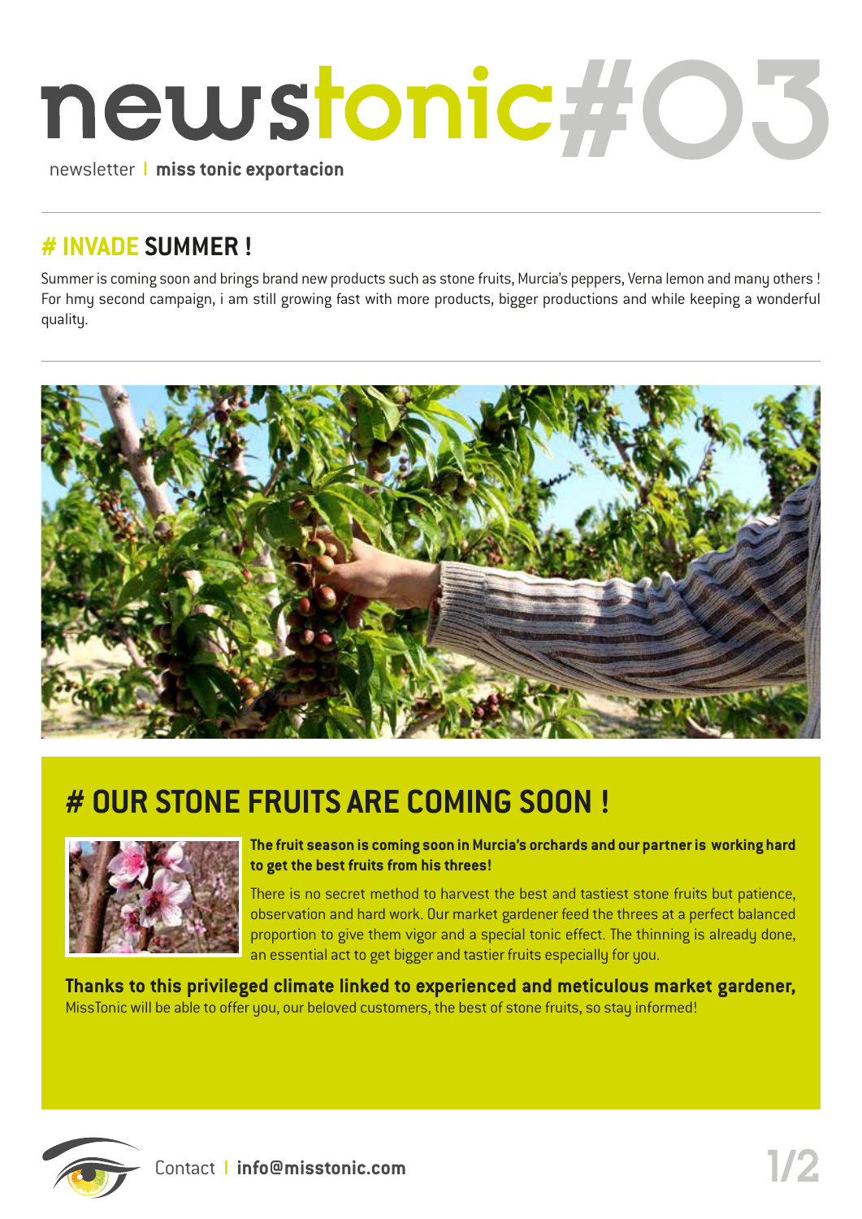# newstonic#03

newsletter | **miss tonic exportacion**

## # INVADE SUMMER !

Summer is coming soon and brings brand new products such as stone fruits, Murcia's peppers, Verna lemon and many others ! For hmy second campaign, i am still growing fast with more products, bigger productions and while keeping a wonderful quality.

## # OUR STONE FRUITS ARE COMING SOON !

**The fruit season is coming soon in Murcia's orchards and our partner is working hard to get the best fruits from his threes!**

There is no secret method to harvest the best and tastiest stone fruits but patience, observation and hard work. Our market gardener feed the threes at a perfect balanced proportion to give them vigor and a special tonic effect. The thinning is already done, an essential act to get bigger and tastier fruits especially for you.

**Thanks to this privileged climate linked to experienced and meticulous market gardener,** MissTonic will be able to offer you, our beloved customers, the best of stone fruits, so stay informed!

Contact | **info@misstonic.com**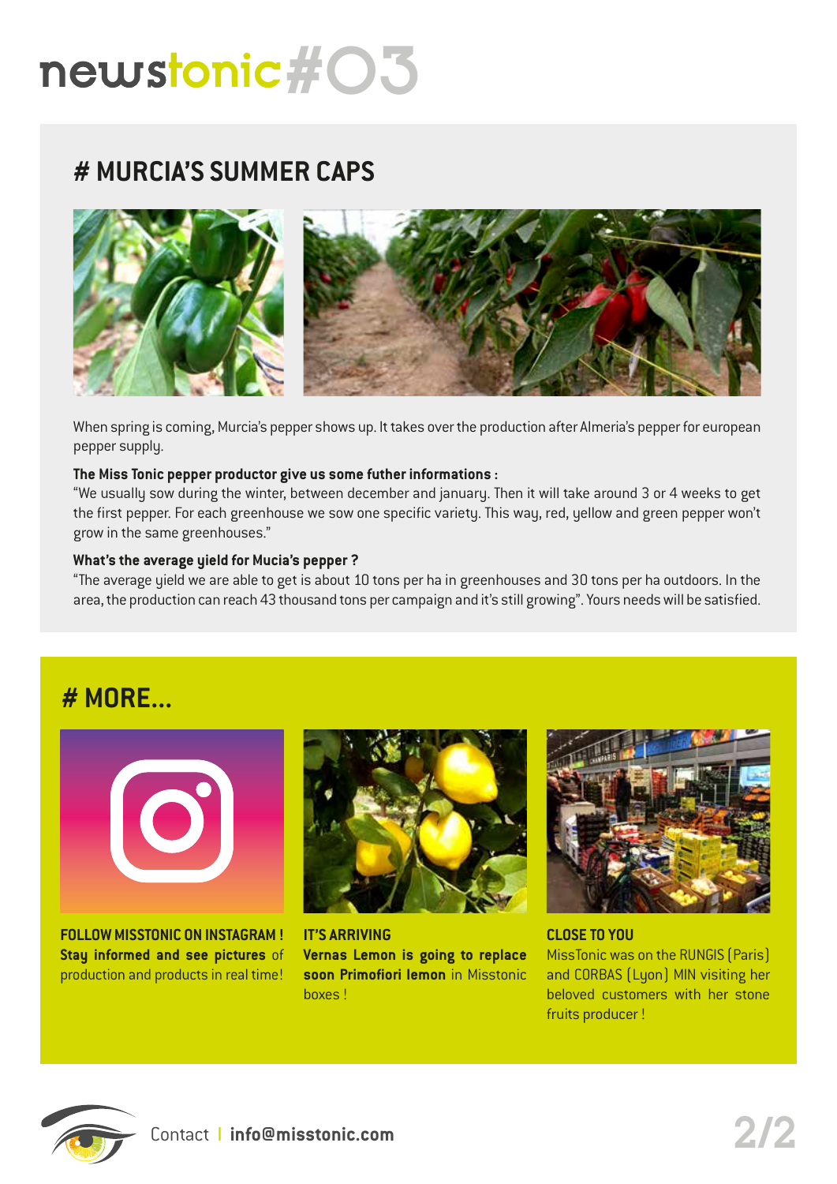# newstonic#03

## # MURCIA'S SUMMER CAPS

When spring is coming, Murcia's pepper shows up. It takes over the production after Almeria's pepper for european pepper supply.

**The Miss Tonic pepper productor give us some futher informations :**
"We usually sow during the winter, between december and january. Then it will take around 3 or 4 weeks to get the first pepper. For each greenhouse we sow one specific variety. This way, red, yellow and green pepper won't grow in the same greenhouses."

**What's the average yield for Mucia's pepper ?**
"The average yield we are able to get is about 10 tons per ha in greenhouses and 30 tons per ha outdoors. In the area, the production can reach 43 thousand tons per campaign and it's still growing". Yours needs will be satisfied.

## # MORE...

**FOLLOW MISSTONIC ON INSTAGRAM !**
**Stay informed and see pictures** of production and products in real time!

**IT'S ARRIVING**
**Vernas Lemon is going to replace soon Primofiori lemon** in Misstonic boxes !

**CLOSE TO YOU**
MissTonic was on the RUNGIS (Paris) and CORBAS (Lyon) MIN visiting her beloved customers with her stone fruits producer !

Contact | **info@misstonic.com**